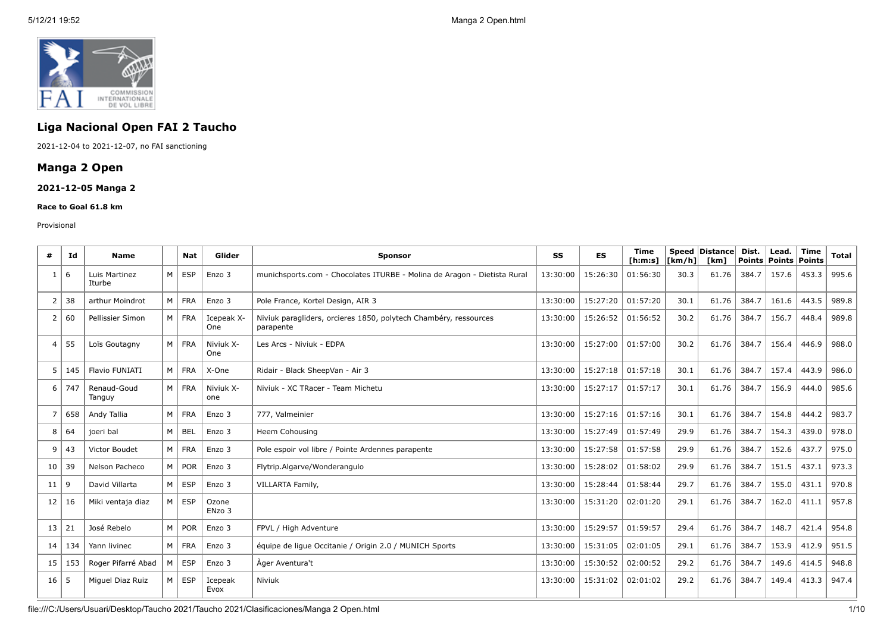## Liga Nacional Open FAI 2 Taucho

2021-12-04 to 2021-12-07, no FAI sanctioning

## Manga 2 Open

### 2021-12-05 Manga 2

#### Race to Goal 61.8 km

Provisional

| # | Id | Name | | Nat | Glider | Sponsor | SS | ES | Time [h:m:s] | Speed [km/h] | Distance [km] | Dist. Points | Lead. Points | Time Points | Total |
|---|---|---|---|---|---|---|---|---|---|---|---|---|---|---|---|
| 1 | 6 | Luis Martinez Iturbe | M | ESP | Enzo 3 | munichsports.com - Chocolates ITURBE - Molina de Aragon - Dietista Rural | 13:30:00 | 15:26:30 | 01:56:30 | 30.3 | 61.76 | 384.7 | 157.6 | 453.3 | 995.6 |
| 2 | 38 | arthur Moindrot | M | FRA | Enzo 3 | Pole France, Kortel Design, AIR 3 | 13:30:00 | 15:27:20 | 01:57:20 | 30.1 | 61.76 | 384.7 | 161.6 | 443.5 | 989.8 |
| 2 | 60 | Pellissier Simon | M | FRA | Icepeak X-One | Niviuk paragliders, orcieres 1850, polytech Chambéry, ressources parapente | 13:30:00 | 15:26:52 | 01:56:52 | 30.2 | 61.76 | 384.7 | 156.7 | 448.4 | 989.8 |
| 4 | 55 | Loïs Goutagny | M | FRA | Niviuk X-One | Les Arcs - Niviuk - EDPA | 13:30:00 | 15:27:00 | 01:57:00 | 30.2 | 61.76 | 384.7 | 156.4 | 446.9 | 988.0 |
| 5 | 145 | Flavio FUNIATI | M | FRA | X-One | Ridair - Black SheepVan - Air 3 | 13:30:00 | 15:27:18 | 01:57:18 | 30.1 | 61.76 | 384.7 | 157.4 | 443.9 | 986.0 |
| 6 | 747 | Renaud-Goud Tanguy | M | FRA | Niviuk X-one | Niviuk - XC TRacer - Team Michetu | 13:30:00 | 15:27:17 | 01:57:17 | 30.1 | 61.76 | 384.7 | 156.9 | 444.0 | 985.6 |
| 7 | 658 | Andy Tallia | M | FRA | Enzo 3 | 777, Valmeinier | 13:30:00 | 15:27:16 | 01:57:16 | 30.1 | 61.76 | 384.7 | 154.8 | 444.2 | 983.7 |
| 8 | 64 | joeri bal | M | BEL | Enzo 3 | Heem Cohousing | 13:30:00 | 15:27:49 | 01:57:49 | 29.9 | 61.76 | 384.7 | 154.3 | 439.0 | 978.0 |
| 9 | 43 | Victor Boudet | M | FRA | Enzo 3 | Pole espoir vol libre / Pointe Ardennes parapente | 13:30:00 | 15:27:58 | 01:57:58 | 29.9 | 61.76 | 384.7 | 152.6 | 437.7 | 975.0 |
| 10 | 39 | Nelson Pacheco | M | POR | Enzo 3 | Flytrip.Algarve/Wonderangulo | 13:30:00 | 15:28:02 | 01:58:02 | 29.9 | 61.76 | 384.7 | 151.5 | 437.1 | 973.3 |
| 11 | 9 | David Villarta | M | ESP | Enzo 3 | VILLARTA Family, | 13:30:00 | 15:28:44 | 01:58:44 | 29.7 | 61.76 | 384.7 | 155.0 | 431.1 | 970.8 |
| 12 | 16 | Miki ventaja diaz | M | ESP | Ozone ENzo 3 | | 13:30:00 | 15:31:20 | 02:01:20 | 29.1 | 61.76 | 384.7 | 162.0 | 411.1 | 957.8 |
| 13 | 21 | José Rebelo | M | POR | Enzo 3 | FPVL / High Adventure | 13:30:00 | 15:29:57 | 01:59:57 | 29.4 | 61.76 | 384.7 | 148.7 | 421.4 | 954.8 |
| 14 | 134 | Yann livinec | M | FRA | Enzo 3 | équipe de ligue Occitanie / Origin 2.0 / MUNICH Sports | 13:30:00 | 15:31:05 | 02:01:05 | 29.1 | 61.76 | 384.7 | 153.9 | 412.9 | 951.5 |
| 15 | 153 | Roger Pifarré Abad | M | ESP | Enzo 3 | Àger Aventura't | 13:30:00 | 15:30:52 | 02:00:52 | 29.2 | 61.76 | 384.7 | 149.6 | 414.5 | 948.8 |
| 16 | 5 | Miguel Diaz Ruiz | M | ESP | Icepeak Evox | Niviuk | 13:30:00 | 15:31:02 | 02:01:02 | 29.2 | 61.76 | 384.7 | 149.4 | 413.3 | 947.4 |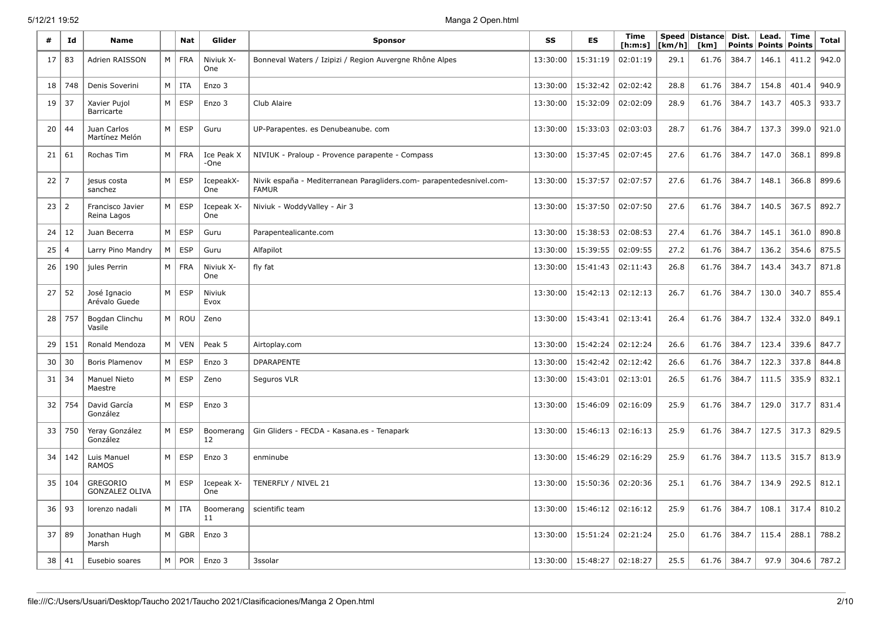| # | Id | Name | | Nat | Glider | Sponsor | SS | ES | Time [h:m:s] | Speed [km/h] | Distance [km] | Dist. Points | Lead. Points | Time Points | Total |
|---|---|---|---|---|---|---|---|---|---|---|---|---|---|---|---|
| 17 | 83 | Adrien RAISSON | M | FRA | Niviuk X-One | Bonneval Waters / Izipizi / Region Auvergne Rhône Alpes | 13:30:00 | 15:31:19 | 02:01:19 | 29.1 | 61.76 | 384.7 | 146.1 | 411.2 | 942.0 |
| 18 | 748 | Denis Soverini | M | ITA | Enzo 3 | | 13:30:00 | 15:32:42 | 02:02:42 | 28.8 | 61.76 | 384.7 | 154.8 | 401.4 | 940.9 |
| 19 | 37 | Xavier Pujol Barricarte | M | ESP | Enzo 3 | Club Alaire | 13:30:00 | 15:32:09 | 02:02:09 | 28.9 | 61.76 | 384.7 | 143.7 | 405.3 | 933.7 |
| 20 | 44 | Juan Carlos Martínez Melón | M | ESP | Guru | UP-Parapentes. es Denubeanube. com | 13:30:00 | 15:33:03 | 02:03:03 | 28.7 | 61.76 | 384.7 | 137.3 | 399.0 | 921.0 |
| 21 | 61 | Rochas Tim | M | FRA | Ice Peak X -One | NIVIUK - Praloup - Provence parapente - Compass | 13:30:00 | 15:37:45 | 02:07:45 | 27.6 | 61.76 | 384.7 | 147.0 | 368.1 | 899.8 |
| 22 | 7 | jesus costa sanchez | M | ESP | IcepeakX-One | Nivik españa - Mediterranean Paragliders.com- parapentedesnivel.com-FAMUR | 13:30:00 | 15:37:57 | 02:07:57 | 27.6 | 61.76 | 384.7 | 148.1 | 366.8 | 899.6 |
| 23 | 2 | Francisco Javier Reina Lagos | M | ESP | Icepeak X-One | Niviuk - WoddyValley - Air 3 | 13:30:00 | 15:37:50 | 02:07:50 | 27.6 | 61.76 | 384.7 | 140.5 | 367.5 | 892.7 |
| 24 | 12 | Juan Becerra | M | ESP | Guru | Parapentealicante.com | 13:30:00 | 15:38:53 | 02:08:53 | 27.4 | 61.76 | 384.7 | 145.1 | 361.0 | 890.8 |
| 25 | 4 | Larry Pino Mandry | M | ESP | Guru | Alfapilot | 13:30:00 | 15:39:55 | 02:09:55 | 27.2 | 61.76 | 384.7 | 136.2 | 354.6 | 875.5 |
| 26 | 190 | jules Perrin | M | FRA | Niviuk X-One | fly fat | 13:30:00 | 15:41:43 | 02:11:43 | 26.8 | 61.76 | 384.7 | 143.4 | 343.7 | 871.8 |
| 27 | 52 | José Ignacio Arévalo Guede | M | ESP | Niviuk Evox | | 13:30:00 | 15:42:13 | 02:12:13 | 26.7 | 61.76 | 384.7 | 130.0 | 340.7 | 855.4 |
| 28 | 757 | Bogdan Clinchu Vasile | M | ROU | Zeno | | 13:30:00 | 15:43:41 | 02:13:41 | 26.4 | 61.76 | 384.7 | 132.4 | 332.0 | 849.1 |
| 29 | 151 | Ronald Mendoza | M | VEN | Peak 5 | Airtoplay.com | 13:30:00 | 15:42:24 | 02:12:24 | 26.6 | 61.76 | 384.7 | 123.4 | 339.6 | 847.7 |
| 30 | 30 | Boris Plamenov | M | ESP | Enzo 3 | DPARAPENTE | 13:30:00 | 15:42:42 | 02:12:42 | 26.6 | 61.76 | 384.7 | 122.3 | 337.8 | 844.8 |
| 31 | 34 | Manuel Nieto Maestre | M | ESP | Zeno | Seguros VLR | 13:30:00 | 15:43:01 | 02:13:01 | 26.5 | 61.76 | 384.7 | 111.5 | 335.9 | 832.1 |
| 32 | 754 | David García González | M | ESP | Enzo 3 | | 13:30:00 | 15:46:09 | 02:16:09 | 25.9 | 61.76 | 384.7 | 129.0 | 317.7 | 831.4 |
| 33 | 750 | Yeray González González | M | ESP | Boomerang 12 | Gin Gliders - FECDA - Kasana.es - Tenapark | 13:30:00 | 15:46:13 | 02:16:13 | 25.9 | 61.76 | 384.7 | 127.5 | 317.3 | 829.5 |
| 34 | 142 | Luis Manuel RAMOS | M | ESP | Enzo 3 | enminube | 13:30:00 | 15:46:29 | 02:16:29 | 25.9 | 61.76 | 384.7 | 113.5 | 315.7 | 813.9 |
| 35 | 104 | GREGORIO GONZALEZ OLIVA | M | ESP | Icepeak X-One | TENERFLY / NIVEL 21 | 13:30:00 | 15:50:36 | 02:20:36 | 25.1 | 61.76 | 384.7 | 134.9 | 292.5 | 812.1 |
| 36 | 93 | lorenzo nadali | M | ITA | Boomerang 11 | scientific team | 13:30:00 | 15:46:12 | 02:16:12 | 25.9 | 61.76 | 384.7 | 108.1 | 317.4 | 810.2 |
| 37 | 89 | Jonathan Hugh Marsh | M | GBR | Enzo 3 | | 13:30:00 | 15:51:24 | 02:21:24 | 25.0 | 61.76 | 384.7 | 115.4 | 288.1 | 788.2 |
| 38 | 41 | Eusebio soares | M | POR | Enzo 3 | 3ssolar | 13:30:00 | 15:48:27 | 02:18:27 | 25.5 | 61.76 | 384.7 | 97.9 | 304.6 | 787.2 |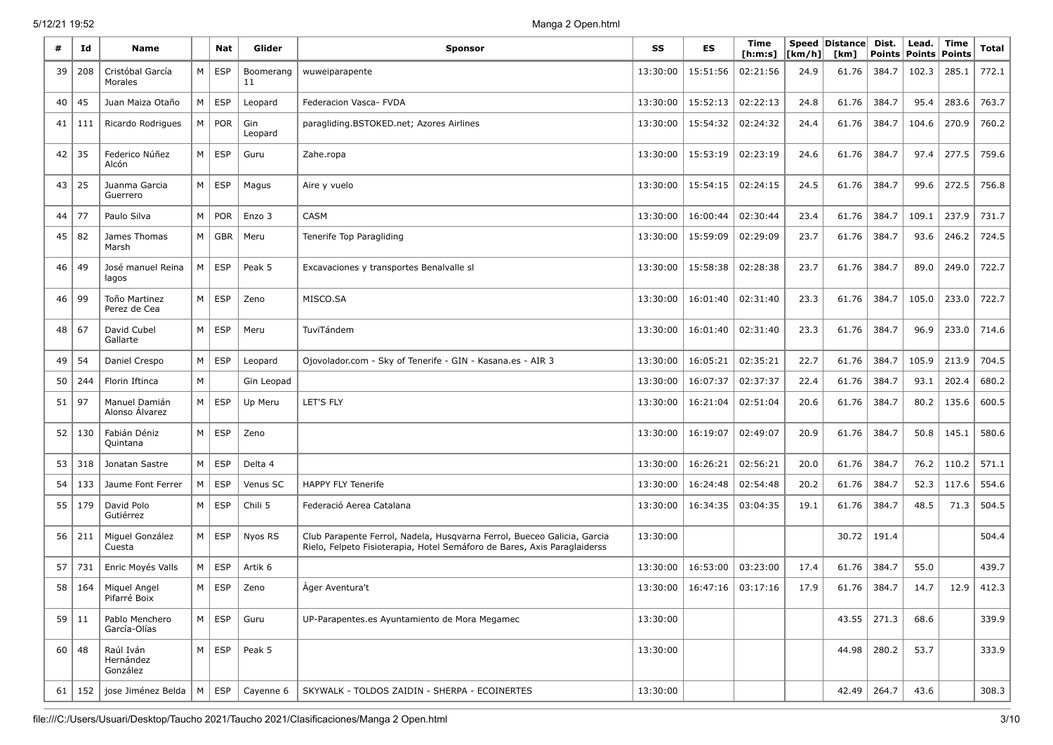| # | Id | Name | | Nat | Glider | Sponsor | SS | ES | Time [h:m:s] | Speed [km/h] | Distance [km] | Dist. Points | Lead. Points | Time Points | Total |
|---|---|---|---|---|---|---|---|---|---|---|---|---|---|---|---|
| 39 | 208 | Cristóbal García Morales | M | ESP | Boomerang 11 | wuweiparapente | 13:30:00 | 15:51:56 | 02:21:56 | 24.9 | 61.76 | 384.7 | 102.3 | 285.1 | 772.1 |
| 40 | 45 | Juan Maiza Otaño | M | ESP | Leopard | Federacion Vasca- FVDA | 13:30:00 | 15:52:13 | 02:22:13 | 24.8 | 61.76 | 384.7 | 95.4 | 283.6 | 763.7 |
| 41 | 111 | Ricardo Rodrigues | M | POR | Gin Leopard | paragliding.BSTOKED.net; Azores Airlines | 13:30:00 | 15:54:32 | 02:24:32 | 24.4 | 61.76 | 384.7 | 104.6 | 270.9 | 760.2 |
| 42 | 35 | Federico Núñez Alcón | M | ESP | Guru | Zahe.ropa | 13:30:00 | 15:53:19 | 02:23:19 | 24.6 | 61.76 | 384.7 | 97.4 | 277.5 | 759.6 |
| 43 | 25 | Juanma Garcia Guerrero | M | ESP | Magus | Aire y vuelo | 13:30:00 | 15:54:15 | 02:24:15 | 24.5 | 61.76 | 384.7 | 99.6 | 272.5 | 756.8 |
| 44 | 77 | Paulo Silva | M | POR | Enzo 3 | CASM | 13:30:00 | 16:00:44 | 02:30:44 | 23.4 | 61.76 | 384.7 | 109.1 | 237.9 | 731.7 |
| 45 | 82 | James Thomas Marsh | M | GBR | Meru | Tenerife Top Paragliding | 13:30:00 | 15:59:09 | 02:29:09 | 23.7 | 61.76 | 384.7 | 93.6 | 246.2 | 724.5 |
| 46 | 49 | José manuel Reina lagos | M | ESP | Peak 5 | Excavaciones y transportes Benalvalle sl | 13:30:00 | 15:58:38 | 02:28:38 | 23.7 | 61.76 | 384.7 | 89.0 | 249.0 | 722.7 |
| 46 | 99 | Toño Martinez Perez de Cea | M | ESP | Zeno | MISCO.SA | 13:30:00 | 16:01:40 | 02:31:40 | 23.3 | 61.76 | 384.7 | 105.0 | 233.0 | 722.7 |
| 48 | 67 | David Cubel Gallarte | M | ESP | Meru | TuviTándem | 13:30:00 | 16:01:40 | 02:31:40 | 23.3 | 61.76 | 384.7 | 96.9 | 233.0 | 714.6 |
| 49 | 54 | Daniel Crespo | M | ESP | Leopard | Ojovolador.com - Sky of Tenerife - GIN - Kasana.es - AIR 3 | 13:30:00 | 16:05:21 | 02:35:21 | 22.7 | 61.76 | 384.7 | 105.9 | 213.9 | 704.5 |
| 50 | 244 | Florin Iftinca | M | | Gin Leopad | | 13:30:00 | 16:07:37 | 02:37:37 | 22.4 | 61.76 | 384.7 | 93.1 | 202.4 | 680.2 |
| 51 | 97 | Manuel Damián Alonso Álvarez | M | ESP | Up Meru | LET'S FLY | 13:30:00 | 16:21:04 | 02:51:04 | 20.6 | 61.76 | 384.7 | 80.2 | 135.6 | 600.5 |
| 52 | 130 | Fabián Déniz Quintana | M | ESP | Zeno | | 13:30:00 | 16:19:07 | 02:49:07 | 20.9 | 61.76 | 384.7 | 50.8 | 145.1 | 580.6 |
| 53 | 318 | Jonatan Sastre | M | ESP | Delta 4 | | 13:30:00 | 16:26:21 | 02:56:21 | 20.0 | 61.76 | 384.7 | 76.2 | 110.2 | 571.1 |
| 54 | 133 | Jaume Font Ferrer | M | ESP | Venus SC | HAPPY FLY Tenerife | 13:30:00 | 16:24:48 | 02:54:48 | 20.2 | 61.76 | 384.7 | 52.3 | 117.6 | 554.6 |
| 55 | 179 | David Polo Gutiérrez | M | ESP | Chili 5 | Federació Aerea Catalana | 13:30:00 | 16:34:35 | 03:04:35 | 19.1 | 61.76 | 384.7 | 48.5 | 71.3 | 504.5 |
| 56 | 211 | Miguel González Cuesta | M | ESP | Nyos RS | Club Parapente Ferrol, Nadela, Husqvarna Ferrol, Bueceo Galicia, Garcia Rielo, Felpeto Fisioterapia, Hotel Semáforo de Bares, Axis Paraglaiderss | 13:30:00 | | | | 30.72 | 191.4 | | | 504.4 |
| 57 | 731 | Enric Moyés Valls | M | ESP | Artik 6 | | 13:30:00 | 16:53:00 | 03:23:00 | 17.4 | 61.76 | 384.7 | 55.0 | | 439.7 |
| 58 | 164 | Miquel Angel Pifarré Boix | M | ESP | Zeno | Àger Aventura't | 13:30:00 | 16:47:16 | 03:17:16 | 17.9 | 61.76 | 384.7 | 14.7 | 12.9 | 412.3 |
| 59 | 11 | Pablo Menchero García-Olías | M | ESP | Guru | UP-Parapentes.es Ayuntamiento de Mora Megamec | 13:30:00 | | | | 43.55 | 271.3 | 68.6 | | 339.9 |
| 60 | 48 | Raúl Iván Hernández González | M | ESP | Peak 5 | | 13:30:00 | | | | 44.98 | 280.2 | 53.7 | | 333.9 |
| 61 | 152 | jose Jiménez Belda | M | ESP | Cayenne 6 | SKYWALK - TOLDOS ZAIDIN - SHERPA - ECOINERTES | 13:30:00 | | | | 42.49 | 264.7 | 43.6 | | 308.3 |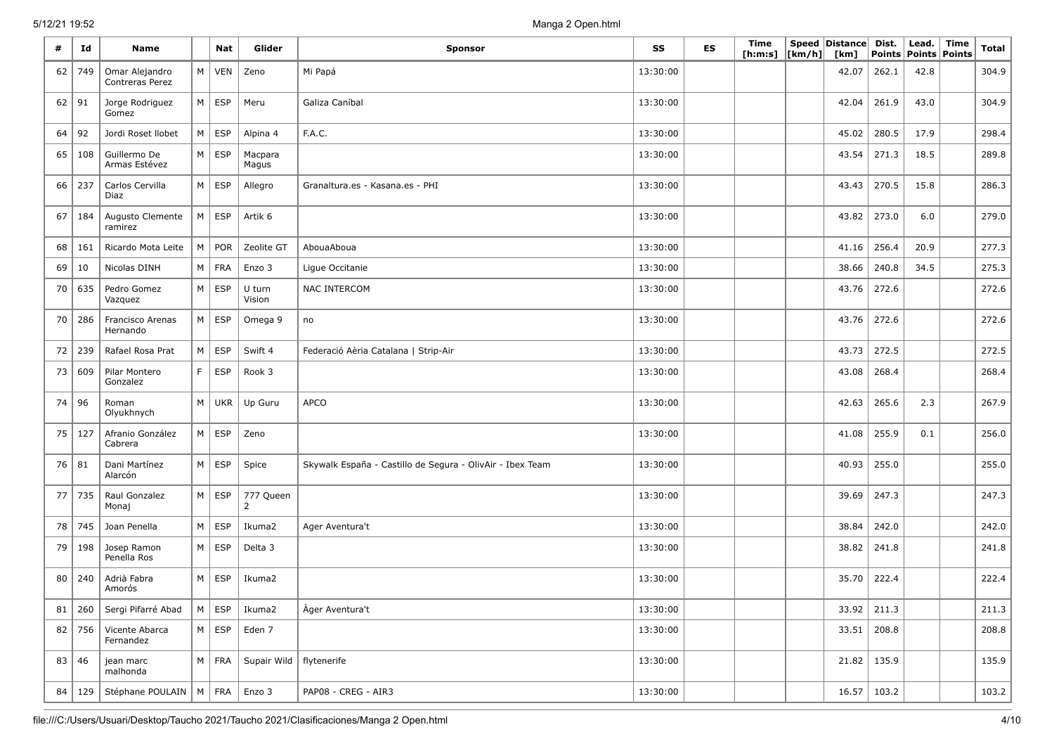| # | Id | Name | | Nat | Glider | Sponsor | SS | ES | Time [h:m:s] | Speed [km/h] | Distance [km] | Dist. Points | Lead. Points | Time Points | Total |
|---|---|---|---|---|---|---|---|---|---|---|---|---|---|---|---|
| 62 | 749 | Omar Alejandro Contreras Perez | M | VEN | Zeno | Mi Papá | 13:30:00 | | | | 42.07 | 262.1 | 42.8 | | 304.9 |
| 62 | 91 | Jorge Rodriguez Gomez | M | ESP | Meru | Galiza Caníbal | 13:30:00 | | | | 42.04 | 261.9 | 43.0 | | 304.9 |
| 64 | 92 | Jordi Roset llobet | M | ESP | Alpina 4 | F.A.C. | 13:30:00 | | | | 45.02 | 280.5 | 17.9 | | 298.4 |
| 65 | 108 | Guillermo De Armas Estévez | M | ESP | Macpara Magus | | 13:30:00 | | | | 43.54 | 271.3 | 18.5 | | 289.8 |
| 66 | 237 | Carlos Cervilla Diaz | M | ESP | Allegro | Granaltura.es - Kasana.es - PHI | 13:30:00 | | | | 43.43 | 270.5 | 15.8 | | 286.3 |
| 67 | 184 | Augusto Clemente ramirez | M | ESP | Artik 6 | | 13:30:00 | | | | 43.82 | 273.0 | 6.0 | | 279.0 |
| 68 | 161 | Ricardo Mota Leite | M | POR | Zeolite GT | AbouaAboua | 13:30:00 | | | | 41.16 | 256.4 | 20.9 | | 277.3 |
| 69 | 10 | Nicolas DINH | M | FRA | Enzo 3 | Ligue Occitanie | 13:30:00 | | | | 38.66 | 240.8 | 34.5 | | 275.3 |
| 70 | 635 | Pedro Gomez Vazquez | M | ESP | U turn Vision | NAC INTERCOM | 13:30:00 | | | | 43.76 | 272.6 | | | 272.6 |
| 70 | 286 | Francisco Arenas Hernando | M | ESP | Omega 9 | no | 13:30:00 | | | | 43.76 | 272.6 | | | 272.6 |
| 72 | 239 | Rafael Rosa Prat | M | ESP | Swift 4 | Federació Aèria Catalana \| Strip-Air | 13:30:00 | | | | 43.73 | 272.5 | | | 272.5 |
| 73 | 609 | Pilar Montero Gonzalez | F | ESP | Rook 3 | | 13:30:00 | | | | 43.08 | 268.4 | | | 268.4 |
| 74 | 96 | Roman Olyukhnych | M | UKR | Up Guru | APCO | 13:30:00 | | | | 42.63 | 265.6 | 2.3 | | 267.9 |
| 75 | 127 | Afranio González Cabrera | M | ESP | Zeno | | 13:30:00 | | | | 41.08 | 255.9 | 0.1 | | 256.0 |
| 76 | 81 | Dani Martínez Alarcón | M | ESP | Spice | Skywalk España - Castillo de Segura - OlivAir - Ibex Team | 13:30:00 | | | | 40.93 | 255.0 | | | 255.0 |
| 77 | 735 | Raul Gonzalez Monaj | M | ESP | 777 Queen 2 | | 13:30:00 | | | | 39.69 | 247.3 | | | 247.3 |
| 78 | 745 | Joan Penella | M | ESP | Ikuma2 | Ager Aventura't | 13:30:00 | | | | 38.84 | 242.0 | | | 242.0 |
| 79 | 198 | Josep Ramon Penella Ros | M | ESP | Delta 3 | | 13:30:00 | | | | 38.82 | 241.8 | | | 241.8 |
| 80 | 240 | Adrià Fabra Amorós | M | ESP | Ikuma2 | | 13:30:00 | | | | 35.70 | 222.4 | | | 222.4 |
| 81 | 260 | Sergi Pifarré Abad | M | ESP | Ikuma2 | Àger Aventura't | 13:30:00 | | | | 33.92 | 211.3 | | | 211.3 |
| 82 | 756 | Vicente Abarca Fernandez | M | ESP | Eden 7 | | 13:30:00 | | | | 33.51 | 208.8 | | | 208.8 |
| 83 | 46 | jean marc malhonda | M | FRA | Supair Wild | flytenerife | 13:30:00 | | | | 21.82 | 135.9 | | | 135.9 |
| 84 | 129 | Stéphane POULAIN | M | FRA | Enzo 3 | PAP08 - CREG - AIR3 | 13:30:00 | | | | 16.57 | 103.2 | | | 103.2 |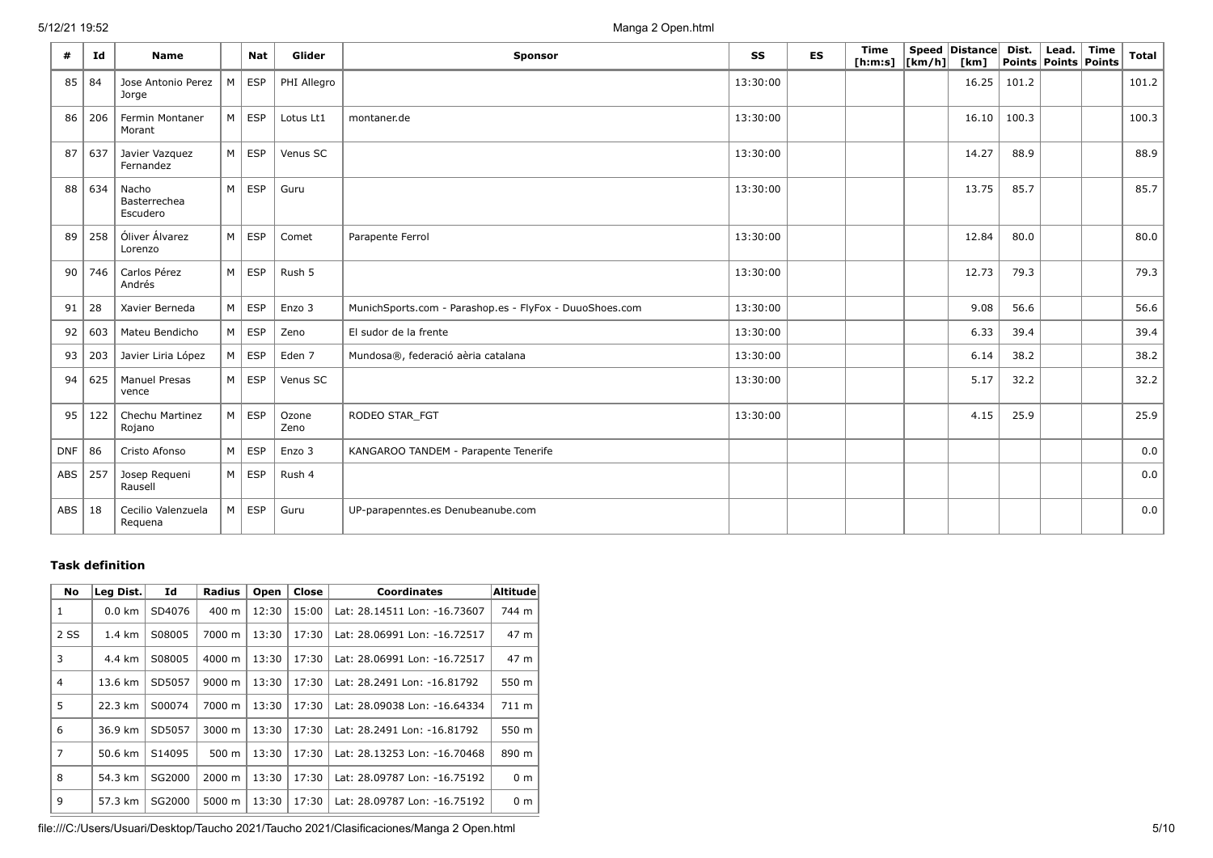| # | Id | Name | | Nat | Glider | Sponsor | SS | ES | Time [h:m:s] | Speed [km/h] | Distance [km] | Dist. Points | Lead. Points | Time Points | Total |
|---|---|---|---|---|---|---|---|---|---|---|---|---|---|---|---|
| 85 | 84 | Jose Antonio Perez Jorge | M | ESP | PHI Allegro | | 13:30:00 | | | | 16.25 | 101.2 | | | 101.2 |
| 86 | 206 | Fermin Montaner Morant | M | ESP | Lotus Lt1 | montaner.de | 13:30:00 | | | | 16.10 | 100.3 | | | 100.3 |
| 87 | 637 | Javier Vazquez Fernandez | M | ESP | Venus SC | | 13:30:00 | | | | 14.27 | 88.9 | | | 88.9 |
| 88 | 634 | Nacho Basterrechea Escudero | M | ESP | Guru | | 13:30:00 | | | | 13.75 | 85.7 | | | 85.7 |
| 89 | 258 | Óliver Álvarez Lorenzo | M | ESP | Comet | Parapente Ferrol | 13:30:00 | | | | 12.84 | 80.0 | | | 80.0 |
| 90 | 746 | Carlos Pérez Andrés | M | ESP | Rush 5 | | 13:30:00 | | | | 12.73 | 79.3 | | | 79.3 |
| 91 | 28 | Xavier Berneda | M | ESP | Enzo 3 | MunichSports.com - Parashop.es - FlyFox - DuuoShoes.com | 13:30:00 | | | | 9.08 | 56.6 | | | 56.6 |
| 92 | 603 | Mateu Bendicho | M | ESP | Zeno | El sudor de la frente | 13:30:00 | | | | 6.33 | 39.4 | | | 39.4 |
| 93 | 203 | Javier Liria López | M | ESP | Eden 7 | Mundosa®, federació aèria catalana | 13:30:00 | | | | 6.14 | 38.2 | | | 38.2 |
| 94 | 625 | Manuel Presas vence | M | ESP | Venus SC | | 13:30:00 | | | | 5.17 | 32.2 | | | 32.2 |
| 95 | 122 | Chechu Martinez Rojano | M | ESP | Ozone Zeno | RODEO STAR_FGT | 13:30:00 | | | | 4.15 | 25.9 | | | 25.9 |
| DNF | 86 | Cristo Afonso | M | ESP | Enzo 3 | KANGAROO TANDEM - Parapente Tenerife | | | | | | | | | 0.0 |
| ABS | 257 | Josep Requeni Rausell | M | ESP | Rush 4 | | | | | | | | | | 0.0 |
| ABS | 18 | Cecilio Valenzuela Requena | M | ESP | Guru | UP-parapenntes.es Denubeanube.com | | | | | | | | | 0.0 |

### Task definition

| No | Leg Dist. | Id | Radius | Open | Close | Coordinates | Altitude |
|---|---|---|---|---|---|---|---|
| 1 | 0.0 km | SD4076 | 400 m | 12:30 | 15:00 | Lat: 28.14511 Lon: -16.73607 | 744 m |
| 2 SS | 1.4 km | S08005 | 7000 m | 13:30 | 17:30 | Lat: 28.06991 Lon: -16.72517 | 47 m |
| 3 | 4.4 km | S08005 | 4000 m | 13:30 | 17:30 | Lat: 28.06991 Lon: -16.72517 | 47 m |
| 4 | 13.6 km | SD5057 | 9000 m | 13:30 | 17:30 | Lat: 28.2491 Lon: -16.81792 | 550 m |
| 5 | 22.3 km | S00074 | 7000 m | 13:30 | 17:30 | Lat: 28.09038 Lon: -16.64334 | 711 m |
| 6 | 36.9 km | SD5057 | 3000 m | 13:30 | 17:30 | Lat: 28.2491 Lon: -16.81792 | 550 m |
| 7 | 50.6 km | S14095 | 500 m | 13:30 | 17:30 | Lat: 28.13253 Lon: -16.70468 | 890 m |
| 8 | 54.3 km | SG2000 | 2000 m | 13:30 | 17:30 | Lat: 28.09787 Lon: -16.75192 | 0 m |
| 9 | 57.3 km | SG2000 | 5000 m | 13:30 | 17:30 | Lat: 28.09787 Lon: -16.75192 | 0 m |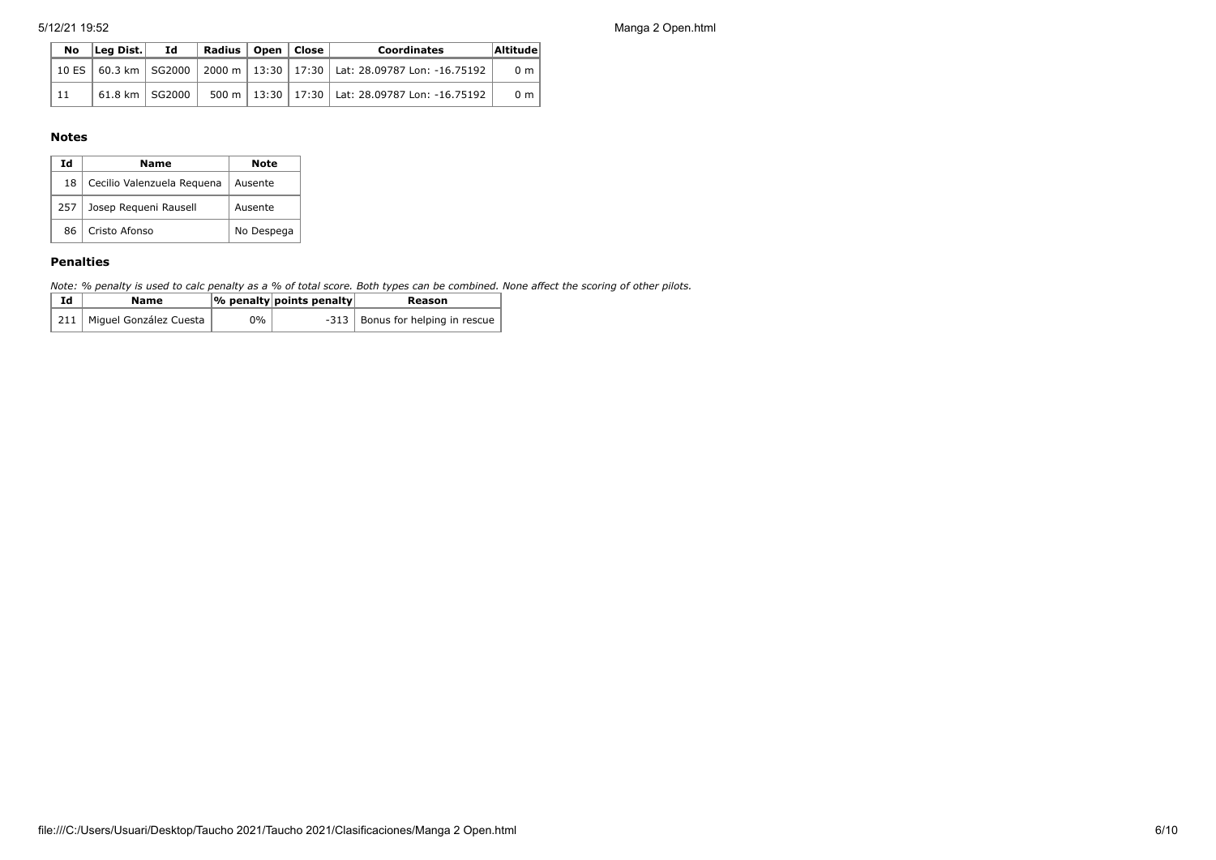| No | Leg Dist. | Id | Radius | Open | Close | Coordinates | Altitude |
|---|---|---|---|---|---|---|---|
| 10 ES | 60.3 km | SG2000 | 2000 m | 13:30 | 17:30 | Lat: 28.09787 Lon: -16.75192 | 0 m |
| 11 | 61.8 km | SG2000 | 500 m | 13:30 | 17:30 | Lat: 28.09787 Lon: -16.75192 | 0 m |

### Notes

| Id | Name | Note |
|---|---|---|
| 18 | Cecilio Valenzuela Requena | Ausente |
| 257 | Josep Requeni Rausell | Ausente |
| 86 | Cristo Afonso | No Despega |

### Penalties

*Note: % penalty is used to calc penalty as a % of total score. Both types can be combined. None affect the scoring of other pilots.*

| Id | Name | % penalty | points penalty | Reason |
|---|---|---|---|---|
| 211 | Miguel González Cuesta | 0% | -313 | Bonus for helping in rescue |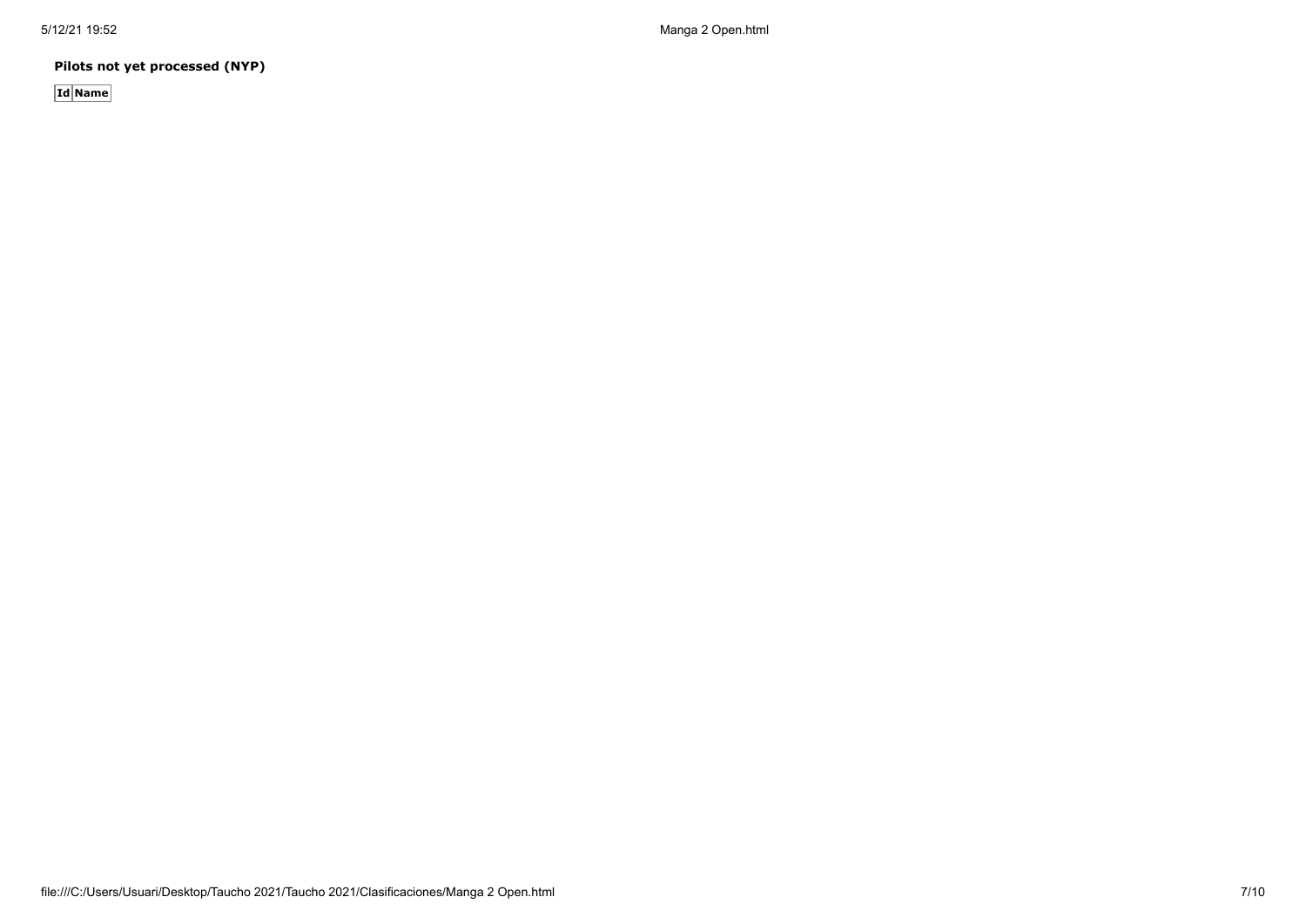**Pilots not yet processed (NYP)**

| Id | Name |
| --- | --- |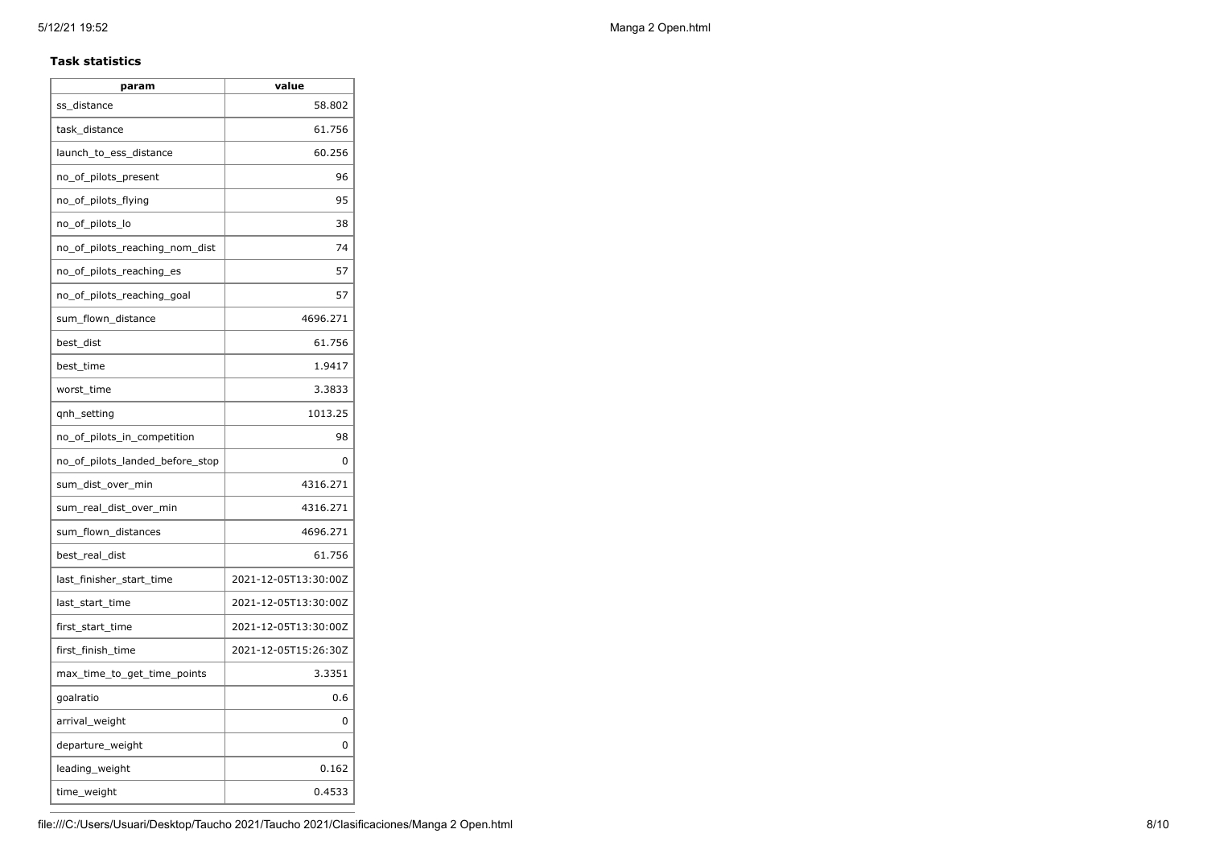**Task statistics**

| param | value |
| --- | --- |
| ss_distance | 58.802 |
| task_distance | 61.756 |
| launch_to_ess_distance | 60.256 |
| no_of_pilots_present | 96 |
| no_of_pilots_flying | 95 |
| no_of_pilots_lo | 38 |
| no_of_pilots_reaching_nom_dist | 74 |
| no_of_pilots_reaching_es | 57 |
| no_of_pilots_reaching_goal | 57 |
| sum_flown_distance | 4696.271 |
| best_dist | 61.756 |
| best_time | 1.9417 |
| worst_time | 3.3833 |
| qnh_setting | 1013.25 |
| no_of_pilots_in_competition | 98 |
| no_of_pilots_landed_before_stop | 0 |
| sum_dist_over_min | 4316.271 |
| sum_real_dist_over_min | 4316.271 |
| sum_flown_distances | 4696.271 |
| best_real_dist | 61.756 |
| last_finisher_start_time | 2021-12-05T13:30:00Z |
| last_start_time | 2021-12-05T13:30:00Z |
| first_start_time | 2021-12-05T13:30:00Z |
| first_finish_time | 2021-12-05T15:26:30Z |
| max_time_to_get_time_points | 3.3351 |
| goalratio | 0.6 |
| arrival_weight | 0 |
| departure_weight | 0 |
| leading_weight | 0.162 |
| time_weight | 0.4533 |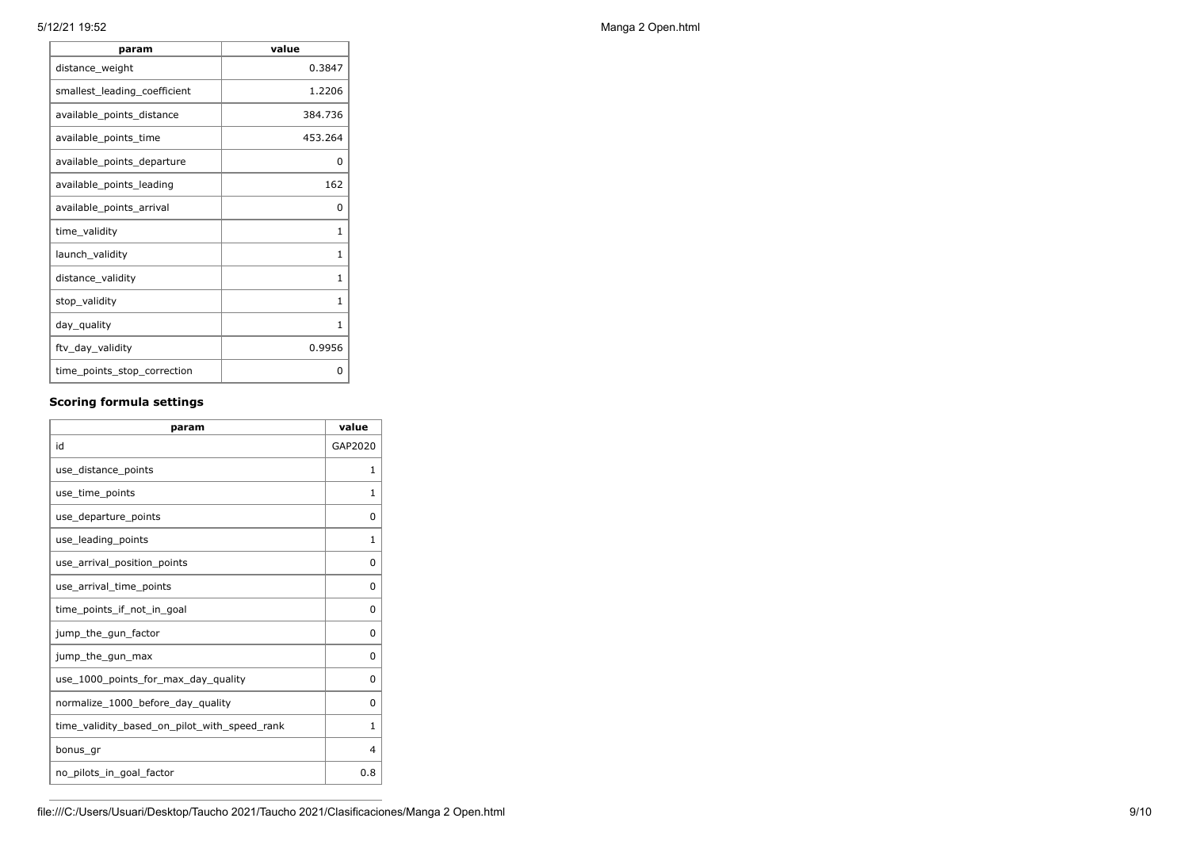| param | value |
| --- | --- |
| distance_weight | 0.3847 |
| smallest_leading_coefficient | 1.2206 |
| available_points_distance | 384.736 |
| available_points_time | 453.264 |
| available_points_departure | 0 |
| available_points_leading | 162 |
| available_points_arrival | 0 |
| time_validity | 1 |
| launch_validity | 1 |
| distance_validity | 1 |
| stop_validity | 1 |
| day_quality | 1 |
| ftv_day_validity | 0.9956 |
| time_points_stop_correction | 0 |

### Scoring formula settings

| param | value |
| --- | --- |
| id | GAP2020 |
| use_distance_points | 1 |
| use_time_points | 1 |
| use_departure_points | 0 |
| use_leading_points | 1 |
| use_arrival_position_points | 0 |
| use_arrival_time_points | 0 |
| time_points_if_not_in_goal | 0 |
| jump_the_gun_factor | 0 |
| jump_the_gun_max | 0 |
| use_1000_points_for_max_day_quality | 0 |
| normalize_1000_before_day_quality | 0 |
| time_validity_based_on_pilot_with_speed_rank | 1 |
| bonus_gr | 4 |
| no_pilots_in_goal_factor | 0.8 |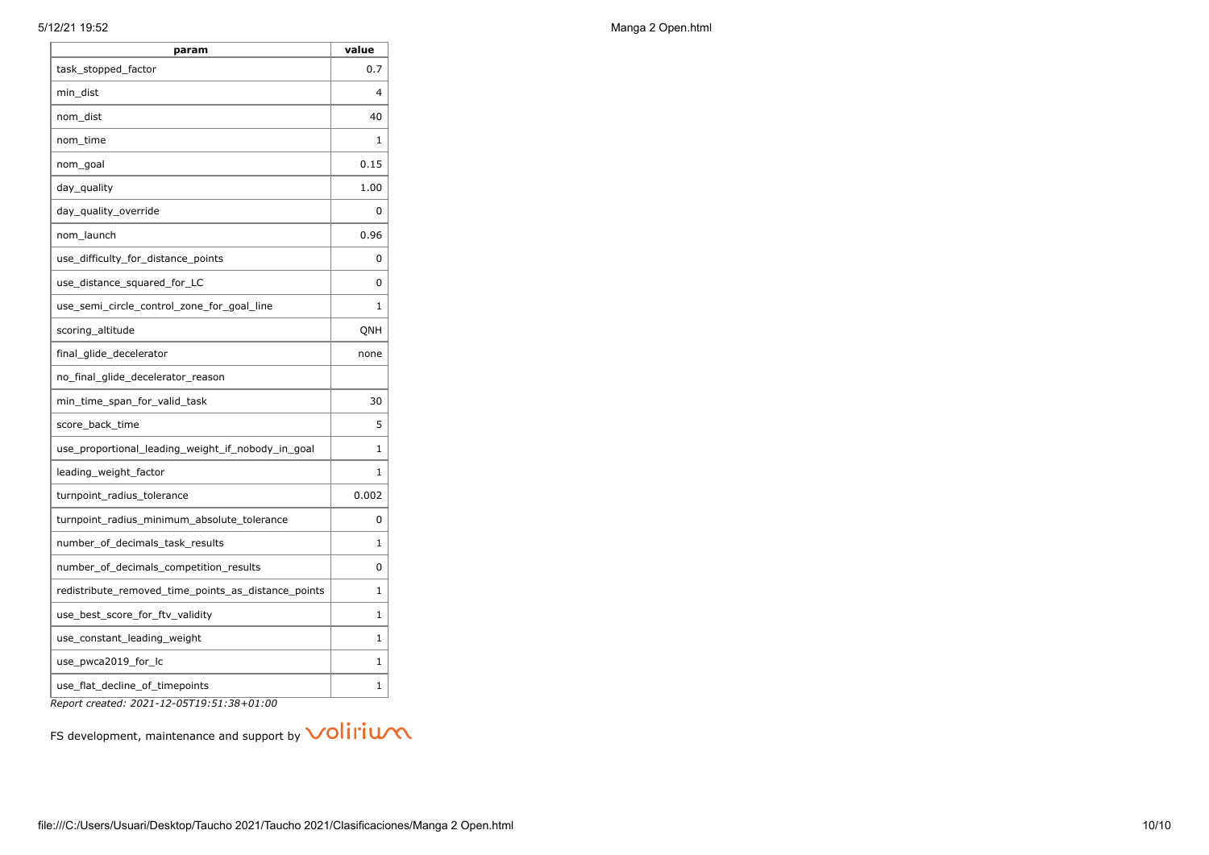| param | value |
| --- | --- |
| task_stopped_factor | 0.7 |
| min_dist | 4 |
| nom_dist | 40 |
| nom_time | 1 |
| nom_goal | 0.15 |
| day_quality | 1.00 |
| day_quality_override | 0 |
| nom_launch | 0.96 |
| use_difficulty_for_distance_points | 0 |
| use_distance_squared_for_LC | 0 |
| use_semi_circle_control_zone_for_goal_line | 1 |
| scoring_altitude | QNH |
| final_glide_decelerator | none |
| no_final_glide_decelerator_reason | |
| min_time_span_for_valid_task | 30 |
| score_back_time | 5 |
| use_proportional_leading_weight_if_nobody_in_goal | 1 |
| leading_weight_factor | 1 |
| turnpoint_radius_tolerance | 0.002 |
| turnpoint_radius_minimum_absolute_tolerance | 0 |
| number_of_decimals_task_results | 1 |
| number_of_decimals_competition_results | 0 |
| redistribute_removed_time_points_as_distance_points | 1 |
| use_best_score_for_ftv_validity | 1 |
| use_constant_leading_weight | 1 |
| use_pwca2019_for_lc | 1 |
| use_flat_decline_of_timepoints | 1 |

*Report created: 2021-12-05T19:51:38+01:00*

FS development, maintenance and support by volirium